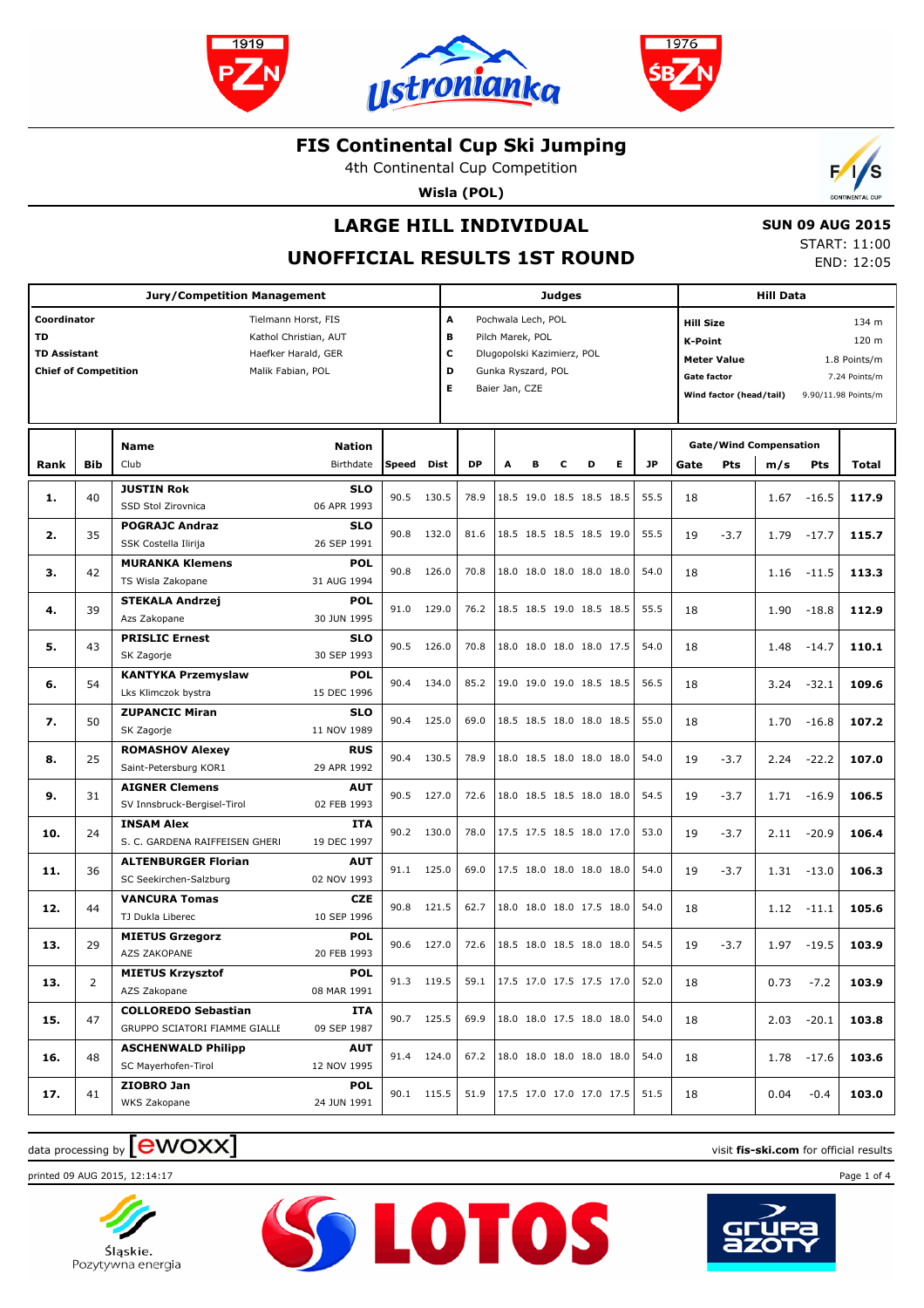# FIS Continental Cup Ski Jumping

4th Continental Cup Competition

**Wisla (POL)**

## LARGE HILL INDIVIDUAL

## UNOFFICIAL RESULTS 1ST ROUND

**SUN 09 AUG 2015**
START: 11:00
END: 12:05

| Jury/Competition Management | | Judges | | Hill Data | |
|---|---|---|---|---|---|
| **Coordinator** | Tielmann Horst, FIS | A | Pochwala Lech, POL | **Hill Size** | 134 m |
| **TD** | Kathol Christian, AUT | B | Pilch Marek, POL | **K-Point** | 120 m |
| **TD Assistant** | Haefker Harald, GER | C | Dlugopolski Kazimierz, POL | **Meter Value** | 1.8 Points/m |
| **Chief of Competition** | Malik Fabian, POL | D | Gunka Ryszard, POL | **Gate factor** | 7.24 Points/m |
| | | E | Baier Jan, CZE | **Wind factor (head/tail)** | 9.90/11.98 Points/m |

| Rank | Bib | Name / Club | Nation / Birthdate | Speed | Dist | DP | A | B | C | D | E | JP | Gate | Pts | m/s | Pts | Total |
|---|---|---|---|---|---|---|---|---|---|---|---|---|---|---|---|---|---|
| **1.** | 40 | **JUSTIN Rok** SSD Stol Zirovnica | **SLO** 06 APR 1993 | 90.5 | 130.5 | 78.9 | 18.5 | 19.0 | 18.5 | 18.5 | 18.5 | 55.5 | 18 | | 1.67 | -16.5 | **117.9** |
| **2.** | 35 | **POGRAJC Andraz** SSK Costella Ilirija | **SLO** 26 SEP 1991 | 90.8 | 132.0 | 81.6 | 18.5 | 18.5 | 18.5 | 18.5 | 19.0 | 55.5 | 19 | -3.7 | 1.79 | -17.7 | **115.7** |
| **3.** | 42 | **MURANKA Klemens** TS Wisla Zakopane | **POL** 31 AUG 1994 | 90.8 | 126.0 | 70.8 | 18.0 | 18.0 | 18.0 | 18.0 | 18.0 | 54.0 | 18 | | 1.16 | -11.5 | **113.3** |
| **4.** | 39 | **STEKALA Andrzej** Azs Zakopane | **POL** 30 JUN 1995 | 91.0 | 129.0 | 76.2 | 18.5 | 18.5 | 19.0 | 18.5 | 18.5 | 55.5 | 18 | | 1.90 | -18.8 | **112.9** |
| **5.** | 43 | **PRISLIC Ernest** SK Zagorje | **SLO** 30 SEP 1993 | 90.5 | 126.0 | 70.8 | 18.0 | 18.0 | 18.0 | 18.0 | 17.5 | 54.0 | 18 | | 1.48 | -14.7 | **110.1** |
| **6.** | 54 | **KANTYKA Przemyslaw** Lks Klimczok bystra | **POL** 15 DEC 1996 | 90.4 | 134.0 | 85.2 | 19.0 | 19.0 | 19.0 | 18.5 | 18.5 | 56.5 | 18 | | 3.24 | -32.1 | **109.6** |
| **7.** | 50 | **ZUPANCIC Miran** SK Zagorje | **SLO** 11 NOV 1989 | 90.4 | 125.0 | 69.0 | 18.5 | 18.5 | 18.0 | 18.0 | 18.5 | 55.0 | 18 | | 1.70 | -16.8 | **107.2** |
| **8.** | 25 | **ROMASHOV Alexey** Saint-Petersburg KOR1 | **RUS** 29 APR 1992 | 90.4 | 130.5 | 78.9 | 18.0 | 18.5 | 18.0 | 18.0 | 18.0 | 54.0 | 19 | -3.7 | 2.24 | -22.2 | **107.0** |
| **9.** | 31 | **AIGNER Clemens** SV Innsbruck-Bergisel-Tirol | **AUT** 02 FEB 1993 | 90.5 | 127.0 | 72.6 | 18.0 | 18.5 | 18.5 | 18.0 | 18.0 | 54.5 | 19 | -3.7 | 1.71 | -16.9 | **106.5** |
| **10.** | 24 | **INSAM Alex** S. C. GARDENA RAIFFEISEN GHERI | **ITA** 19 DEC 1997 | 90.2 | 130.0 | 78.0 | 17.5 | 17.5 | 18.5 | 18.0 | 17.0 | 53.0 | 19 | -3.7 | 2.11 | -20.9 | **106.4** |
| **11.** | 36 | **ALTENBURGER Florian** SC Seekirchen-Salzburg | **AUT** 02 NOV 1993 | 91.1 | 125.0 | 69.0 | 17.5 | 18.0 | 18.0 | 18.0 | 18.0 | 54.0 | 19 | -3.7 | 1.31 | -13.0 | **106.3** |
| **12.** | 44 | **VANCURA Tomas** TJ Dukla Liberec | **CZE** 10 SEP 1996 | 90.8 | 121.5 | 62.7 | 18.0 | 18.0 | 18.0 | 17.5 | 18.0 | 54.0 | 18 | | 1.12 | -11.1 | **105.6** |
| **13.** | 29 | **MIETUS Grzegorz** AZS ZAKOPANE | **POL** 20 FEB 1993 | 90.6 | 127.0 | 72.6 | 18.5 | 18.0 | 18.5 | 18.0 | 18.0 | 54.5 | 19 | -3.7 | 1.97 | -19.5 | **103.9** |
| **13.** | 2 | **MIETUS Krzysztof** AZS Zakopane | **POL** 08 MAR 1991 | 91.3 | 119.5 | 59.1 | 17.5 | 17.0 | 17.5 | 17.5 | 17.0 | 52.0 | 18 | | 0.73 | -7.2 | **103.9** |
| **15.** | 47 | **COLLOREDO Sebastian** GRUPPO SCIATORI FIAMME GIALLE | **ITA** 09 SEP 1987 | 90.7 | 125.5 | 69.9 | 18.0 | 18.0 | 17.5 | 18.0 | 18.0 | 54.0 | 18 | | 2.03 | -20.1 | **103.8** |
| **16.** | 48 | **ASCHENWALD Philipp** SC Mayerhofen-Tirol | **AUT** 12 NOV 1995 | 91.4 | 124.0 | 67.2 | 18.0 | 18.0 | 18.0 | 18.0 | 18.0 | 54.0 | 18 | | 1.78 | -17.6 | **103.6** |
| **17.** | 41 | **ZIOBRO Jan** WKS Zakopane | **POL** 24 JUN 1991 | 90.1 | 115.5 | 51.9 | 17.5 | 17.0 | 17.0 | 17.0 | 17.5 | 51.5 | 18 | | 0.04 | -0.4 | **103.0** |

data processing by ewoxx — visit **fis-ski.com** for official results

printed 09 AUG 2015, 12:14:17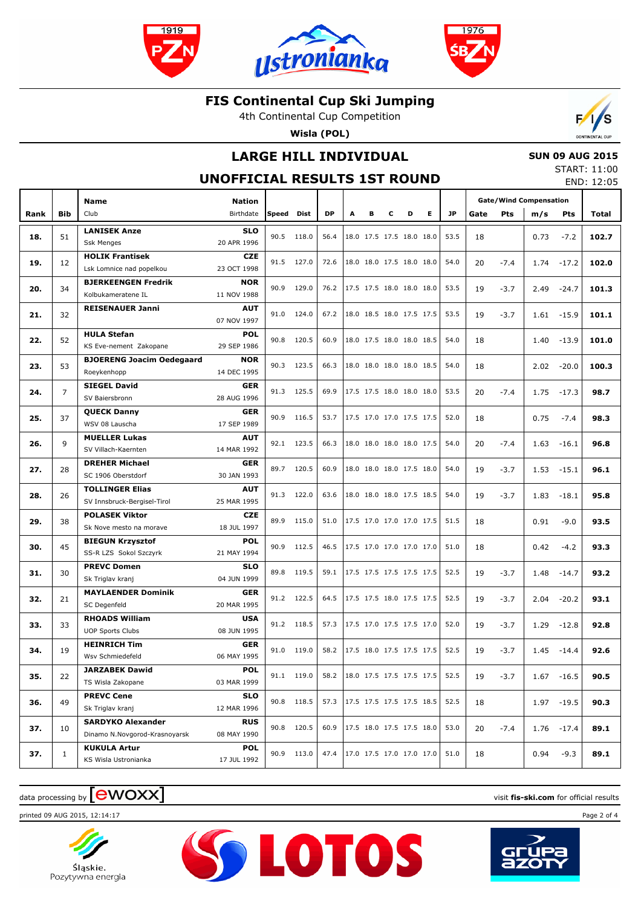# FIS Continental Cup Ski Jumping

4th Continental Cup Competition

**Wisla (POL)**

## LARGE HILL INDIVIDUAL

## UNOFFICIAL RESULTS 1ST ROUND

**SUN 09 AUG 2015**

START: 11:00

END: 12:05

| Rank | Bib | Name / Club | Nation / Birthdate | Speed | Dist | DP | A | B | C | D | E | JP | Gate | Pts | m/s | Pts | Total |
|---|---|---|---|---|---|---|---|---|---|---|---|---|---|---|---|---|---|
| | | | | | | | | | | | | | Gate/Wind Compensation | | | | |
| 18. | 51 | **LANISEK Anze** Ssk Menges | **SLO** 20 APR 1996 | 90.5 | 118.0 | 56.4 | 18.0 | 17.5 | 17.5 | 18.0 | 18.0 | 53.5 | 18 | | 0.73 | -7.2 | **102.7** |
| 19. | 12 | **HOLIK Frantisek** Lsk Lomnice nad popelkou | **CZE** 23 OCT 1998 | 91.5 | 127.0 | 72.6 | 18.0 | 18.0 | 17.5 | 18.0 | 18.0 | 54.0 | 20 | -7.4 | 1.74 | -17.2 | **102.0** |
| 20. | 34 | **BJERKEENGEN Fredrik** Kolbukameratene IL | **NOR** 11 NOV 1988 | 90.9 | 129.0 | 76.2 | 17.5 | 17.5 | 18.0 | 18.0 | 18.0 | 53.5 | 19 | -3.7 | 2.49 | -24.7 | **101.3** |
| 21. | 32 | **REISENAUER Janni** | **AUT** 07 NOV 1997 | 91.0 | 124.0 | 67.2 | 18.0 | 18.5 | 18.0 | 17.5 | 17.5 | 53.5 | 19 | -3.7 | 1.61 | -15.9 | **101.1** |
| 22. | 52 | **HULA Stefan** KS Eve-nement Zakopane | **POL** 29 SEP 1986 | 90.8 | 120.5 | 60.9 | 18.0 | 17.5 | 18.0 | 18.0 | 18.5 | 54.0 | 18 | | 1.40 | -13.9 | **101.0** |
| 23. | 53 | **BJOERENG Joacim Oedegaard** Roeykenhopp | **NOR** 14 DEC 1995 | 90.3 | 123.5 | 66.3 | 18.0 | 18.0 | 18.0 | 18.0 | 18.5 | 54.0 | 18 | | 2.02 | -20.0 | **100.3** |
| 24. | 7 | **SIEGEL David** SV Baiersbronn | **GER** 28 AUG 1996 | 91.3 | 125.5 | 69.9 | 17.5 | 17.5 | 18.0 | 18.0 | 18.0 | 53.5 | 20 | -7.4 | 1.75 | -17.3 | **98.7** |
| 25. | 37 | **QUECK Danny** WSV 08 Lauscha | **GER** 17 SEP 1989 | 90.9 | 116.5 | 53.7 | 17.5 | 17.0 | 17.0 | 17.5 | 17.5 | 52.0 | 18 | | 0.75 | -7.4 | **98.3** |
| 26. | 9 | **MUELLER Lukas** SV Villach-Kaernten | **AUT** 14 MAR 1992 | 92.1 | 123.5 | 66.3 | 18.0 | 18.0 | 18.0 | 18.0 | 17.5 | 54.0 | 20 | -7.4 | 1.63 | -16.1 | **96.8** |
| 27. | 28 | **DREHER Michael** SC 1906 Oberstdorf | **GER** 30 JAN 1993 | 89.7 | 120.5 | 60.9 | 18.0 | 18.0 | 18.0 | 17.5 | 18.0 | 54.0 | 19 | -3.7 | 1.53 | -15.1 | **96.1** |
| 28. | 26 | **TOLLINGER Elias** SV Innsbruck-Bergisel-Tirol | **AUT** 25 MAR 1995 | 91.3 | 122.0 | 63.6 | 18.0 | 18.0 | 18.0 | 17.5 | 18.5 | 54.0 | 19 | -3.7 | 1.83 | -18.1 | **95.8** |
| 29. | 38 | **POLASEK Viktor** Sk Nove mesto na morave | **CZE** 18 JUL 1997 | 89.9 | 115.0 | 51.0 | 17.5 | 17.0 | 17.0 | 17.0 | 17.5 | 51.5 | 18 | | 0.91 | -9.0 | **93.5** |
| 30. | 45 | **BIEGUN Krzysztof** SS-R LZS Sokol Szczyrk | **POL** 21 MAY 1994 | 90.9 | 112.5 | 46.5 | 17.5 | 17.0 | 17.0 | 17.0 | 17.0 | 51.0 | 18 | | 0.42 | -4.2 | **93.3** |
| 31. | 30 | **PREVC Domen** Sk Triglav kranj | **SLO** 04 JUN 1999 | 89.8 | 119.5 | 59.1 | 17.5 | 17.5 | 17.5 | 17.5 | 17.5 | 52.5 | 19 | -3.7 | 1.48 | -14.7 | **93.2** |
| 32. | 21 | **MAYLAENDER Dominik** SC Degenfeld | **GER** 20 MAR 1995 | 91.2 | 122.5 | 64.5 | 17.5 | 17.5 | 18.0 | 17.5 | 17.5 | 52.5 | 19 | -3.7 | 2.04 | -20.2 | **93.1** |
| 33. | 33 | **RHOADS William** UOP Sports Clubs | **USA** 08 JUN 1995 | 91.2 | 118.5 | 57.3 | 17.5 | 17.0 | 17.5 | 17.5 | 17.0 | 52.0 | 19 | -3.7 | 1.29 | -12.8 | **92.8** |
| 34. | 19 | **HEINRICH Tim** Wsv Schmiedefeld | **GER** 06 MAY 1995 | 91.0 | 119.0 | 58.2 | 17.5 | 18.0 | 17.5 | 17.5 | 17.5 | 52.5 | 19 | -3.7 | 1.45 | -14.4 | **92.6** |
| 35. | 22 | **JARZABEK Dawid** TS Wisla Zakopane | **POL** 03 MAR 1999 | 91.1 | 119.0 | 58.2 | 18.0 | 17.5 | 17.5 | 17.5 | 17.5 | 52.5 | 19 | -3.7 | 1.67 | -16.5 | **90.5** |
| 36. | 49 | **PREVC Cene** Sk Triglav kranj | **SLO** 12 MAR 1996 | 90.8 | 118.5 | 57.3 | 17.5 | 17.5 | 17.5 | 17.5 | 18.5 | 52.5 | 18 | | 1.97 | -19.5 | **90.3** |
| 37. | 10 | **SARDYKO Alexander** Dinamo N.Novgorod-Krasnoyarsk | **RUS** 08 MAY 1990 | 90.8 | 120.5 | 60.9 | 17.5 | 18.0 | 17.5 | 17.5 | 18.0 | 53.0 | 20 | -7.4 | 1.76 | -17.4 | **89.1** |
| 37. | 1 | **KUKULA Artur** KS Wisla Ustronianka | **POL** 17 JUL 1992 | 90.9 | 113.0 | 47.4 | 17.0 | 17.5 | 17.0 | 17.0 | 17.0 | 51.0 | 18 | | 0.94 | -9.3 | **89.1** |

data processing by ewoxx

visit **fis-ski.com** for official results

printed 09 AUG 2015, 12:14:17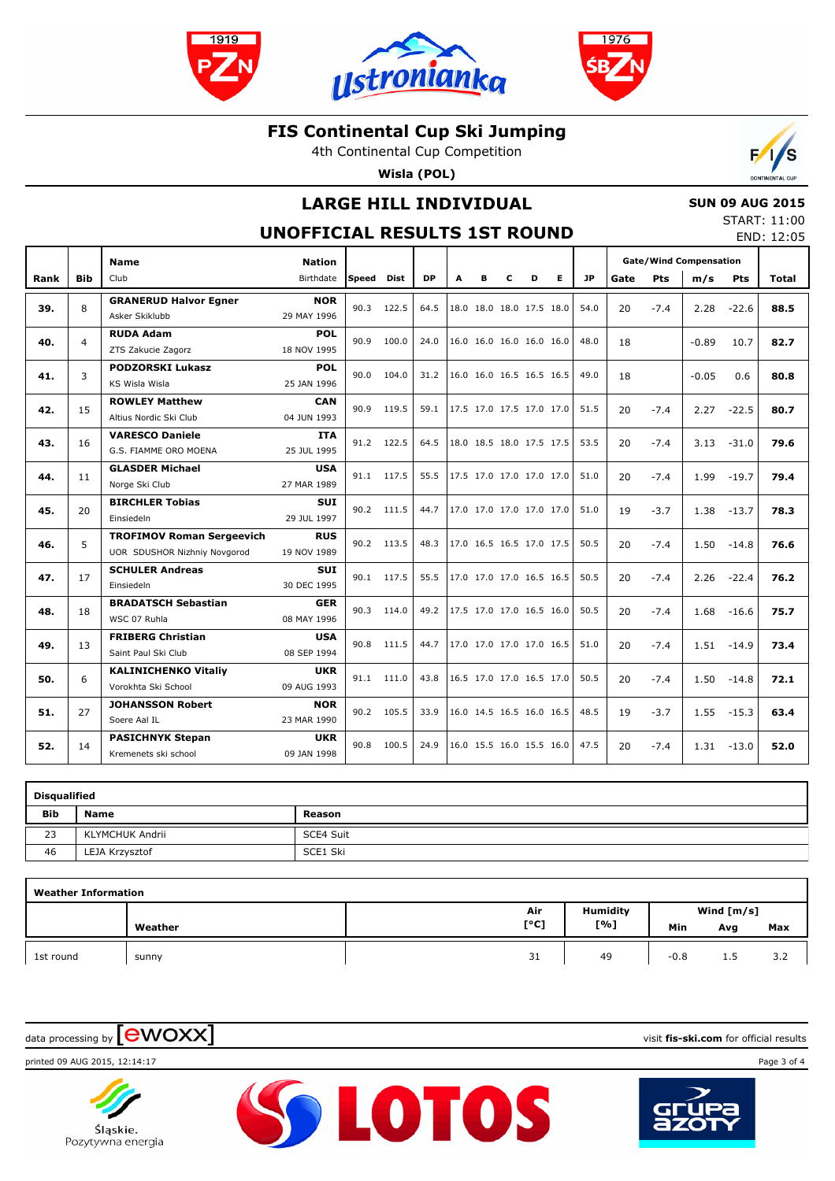# FIS Continental Cup Ski Jumping

4th Continental Cup Competition

**Wisla (POL)**

## LARGE HILL INDIVIDUAL

## UNOFFICIAL RESULTS 1ST ROUND

**SUN 09 AUG 2015**
START: 11:00
END: 12:05

| Rank | Bib | Name / Club | Nation / Birthdate | Speed | Dist | DP | A | B | C | D | E | JP | Gate | Pts | m/s | Pts | Total |
|---|---|---|---|---|---|---|---|---|---|---|---|---|---|---|---|---|---|
| | | | | | | | | | | | | | Gate/Wind Compensation | | | | |
| **39.** | 8 | **GRANERUD Halvor Egner**<br>Asker Skiklubb | **NOR**<br>29 MAY 1996 | 90.3 | 122.5 | 64.5 | 18.0 | 18.0 | 18.0 | 17.5 | 18.0 | 54.0 | 20 | -7.4 | 2.28 | -22.6 | **88.5** |
| **40.** | 4 | **RUDA Adam**<br>ZTS Zakucie Zagorz | **POL**<br>18 NOV 1995 | 90.9 | 100.0 | 24.0 | 16.0 | 16.0 | 16.0 | 16.0 | 16.0 | 48.0 | 18 | | -0.89 | 10.7 | **82.7** |
| **41.** | 3 | **PODZORSKI Lukasz**<br>KS Wisla Wisla | **POL**<br>25 JAN 1996 | 90.0 | 104.0 | 31.2 | 16.0 | 16.0 | 16.5 | 16.5 | 16.5 | 49.0 | 18 | | -0.05 | 0.6 | **80.8** |
| **42.** | 15 | **ROWLEY Matthew**<br>Altius Nordic Ski Club | **CAN**<br>04 JUN 1993 | 90.9 | 119.5 | 59.1 | 17.5 | 17.0 | 17.5 | 17.0 | 17.0 | 51.5 | 20 | -7.4 | 2.27 | -22.5 | **80.7** |
| **43.** | 16 | **VARESCO Daniele**<br>G.S. FIAMME ORO MOENA | **ITA**<br>25 JUL 1995 | 91.2 | 122.5 | 64.5 | 18.0 | 18.5 | 18.0 | 17.5 | 17.5 | 53.5 | 20 | -7.4 | 3.13 | -31.0 | **79.6** |
| **44.** | 11 | **GLASDER Michael**<br>Norge Ski Club | **USA**<br>27 MAR 1989 | 91.1 | 117.5 | 55.5 | 17.5 | 17.0 | 17.0 | 17.0 | 17.0 | 51.0 | 20 | -7.4 | 1.99 | -19.7 | **79.4** |
| **45.** | 20 | **BIRCHLER Tobias**<br>Einsiedeln | **SUI**<br>29 JUL 1997 | 90.2 | 111.5 | 44.7 | 17.0 | 17.0 | 17.0 | 17.0 | 17.0 | 51.0 | 19 | -3.7 | 1.38 | -13.7 | **78.3** |
| **46.** | 5 | **TROFIMOV Roman Sergeevich**<br>UOR SDUSHOR Nizhniy Novgorod | **RUS**<br>19 NOV 1989 | 90.2 | 113.5 | 48.3 | 17.0 | 16.5 | 16.5 | 17.0 | 17.5 | 50.5 | 20 | -7.4 | 1.50 | -14.8 | **76.6** |
| **47.** | 17 | **SCHULER Andreas**<br>Einsiedeln | **SUI**<br>30 DEC 1995 | 90.1 | 117.5 | 55.5 | 17.0 | 17.0 | 17.0 | 16.5 | 16.5 | 50.5 | 20 | -7.4 | 2.26 | -22.4 | **76.2** |
| **48.** | 18 | **BRADATSCH Sebastian**<br>WSC 07 Ruhla | **GER**<br>08 MAY 1996 | 90.3 | 114.0 | 49.2 | 17.5 | 17.0 | 17.0 | 16.5 | 16.0 | 50.5 | 20 | -7.4 | 1.68 | -16.6 | **75.7** |
| **49.** | 13 | **FRIBERG Christian**<br>Saint Paul Ski Club | **USA**<br>08 SEP 1994 | 90.8 | 111.5 | 44.7 | 17.0 | 17.0 | 17.0 | 17.0 | 16.5 | 51.0 | 20 | -7.4 | 1.51 | -14.9 | **73.4** |
| **50.** | 6 | **KALINICHENKO Vitaliy**<br>Vorokhta Ski School | **UKR**<br>09 AUG 1993 | 91.1 | 111.0 | 43.8 | 16.5 | 17.0 | 17.0 | 16.5 | 17.0 | 50.5 | 20 | -7.4 | 1.50 | -14.8 | **72.1** |
| **51.** | 27 | **JOHANSSON Robert**<br>Soere Aal IL | **NOR**<br>23 MAR 1990 | 90.2 | 105.5 | 33.9 | 16.0 | 14.5 | 16.5 | 16.0 | 16.5 | 48.5 | 19 | -3.7 | 1.55 | -15.3 | **63.4** |
| **52.** | 14 | **PASICHNYK Stepan**<br>Kremenets ski school | **UKR**<br>09 JAN 1998 | 90.8 | 100.5 | 24.9 | 16.0 | 15.5 | 16.0 | 15.5 | 16.0 | 47.5 | 20 | -7.4 | 1.31 | -13.0 | **52.0** |

**Disqualified**

| Bib | Name | Reason |
|---|---|---|
| 23 | KLYMCHUK Andrii | SCE4 Suit |
| 46 | LEJA Krzysztof | SCE1 Ski |

**Weather Information**

| | Weather | Air [°C] | Humidity [%] | Wind [m/s] Min | Avg | Max |
|---|---|---|---|---|---|---|
| 1st round | sunny | 31 | 49 | -0.8 | 1.5 | 3.2 |

data processing by ewoxx — visit **fis-ski.com** for official results

printed 09 AUG 2015, 12:14:17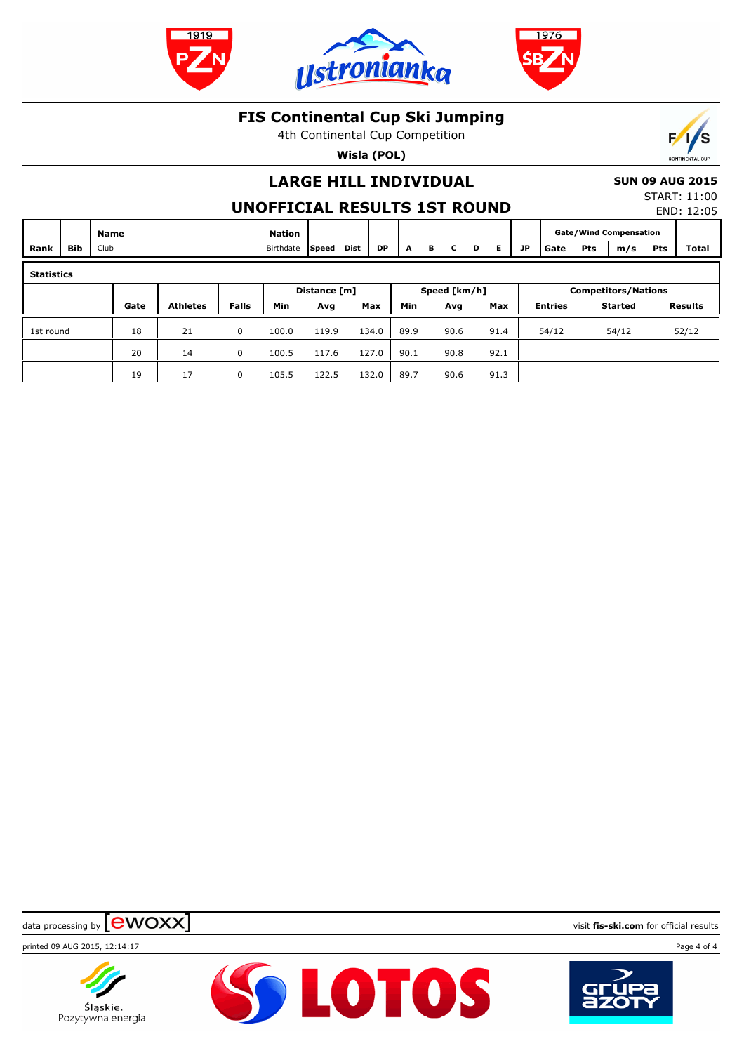# FIS Continental Cup Ski Jumping

4th Continental Cup Competition

**Wisla (POL)**

## LARGE HILL INDIVIDUAL

**SUN 09 AUG 2015**

START: 11:00

END: 12:05

## UNOFFICIAL RESULTS 1ST ROUND

| Rank | Bib | Name / Club | Nation / Birthdate | Speed | Dist | DP | A | B | C | D | E | JP | Gate/Wind Compensation: Gate | Pts | m/s | Pts | Total |
|---|---|---|---|---|---|---|---|---|---|---|---|---|---|---|---|---|---|

**Statistics**

| | Gate | Athletes | Falls | Distance [m] Min | Avg | Max | Speed [km/h] Min | Avg | Max | Competitors/Nations Entries | Started | Results |
|---|---|---|---|---|---|---|---|---|---|---|---|---|
| 1st round | 18 | 21 | 0 | 100.0 | 119.9 | 134.0 | 89.9 | 90.6 | 91.4 | 54/12 | 54/12 | 52/12 |
| | 20 | 14 | 0 | 100.5 | 117.6 | 127.0 | 90.1 | 90.8 | 92.1 | | | |
| | 19 | 17 | 0 | 105.5 | 122.5 | 132.0 | 89.7 | 90.6 | 91.3 | | | |

data processing by ewoxx

visit **fis-ski.com** for official results

printed 09 AUG 2015, 12:14:17